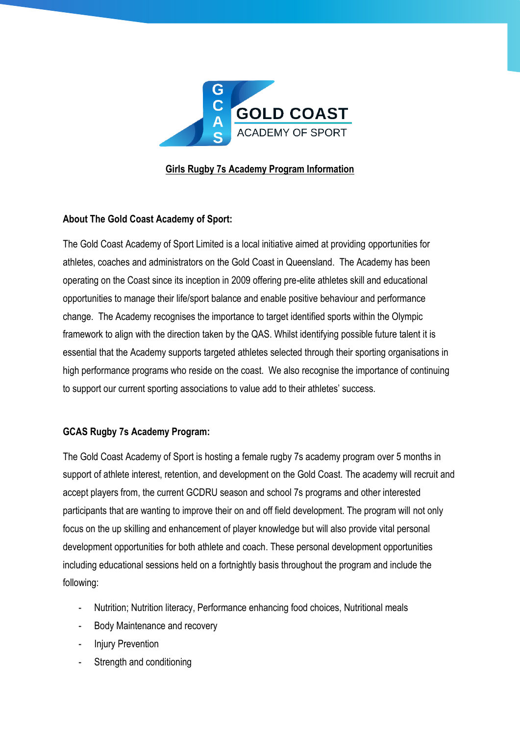GCAS GOLD COAST ACADEMY OF SPORT

# Girls Rugby 7s Academy Program Information

**About The Gold Coast Academy of Sport:**

The Gold Coast Academy of Sport Limited is a local initiative aimed at providing opportunities for athletes, coaches and administrators on the Gold Coast in Queensland. The Academy has been operating on the Coast since its inception in 2009 offering pre-elite athletes skill and educational opportunities to manage their life/sport balance and enable positive behaviour and performance change. The Academy recognises the importance to target identified sports within the Olympic framework to align with the direction taken by the QAS. Whilst identifying possible future talent it is essential that the Academy supports targeted athletes selected through their sporting organisations in high performance programs who reside on the coast. We also recognise the importance of continuing to support our current sporting associations to value add to their athletes' success.

**GCAS Rugby 7s Academy Program:**

The Gold Coast Academy of Sport is hosting a female rugby 7s academy program over 5 months in support of athlete interest, retention, and development on the Gold Coast. The academy will recruit and accept players from, the current GCDRU season and school 7s programs and other interested participants that are wanting to improve their on and off field development. The program will not only focus on the up skilling and enhancement of player knowledge but will also provide vital personal development opportunities for both athlete and coach. These personal development opportunities including educational sessions held on a fortnightly basis throughout the program and include the following:

- Nutrition; Nutrition literacy, Performance enhancing food choices, Nutritional meals
- Body Maintenance and recovery
- Injury Prevention
- Strength and conditioning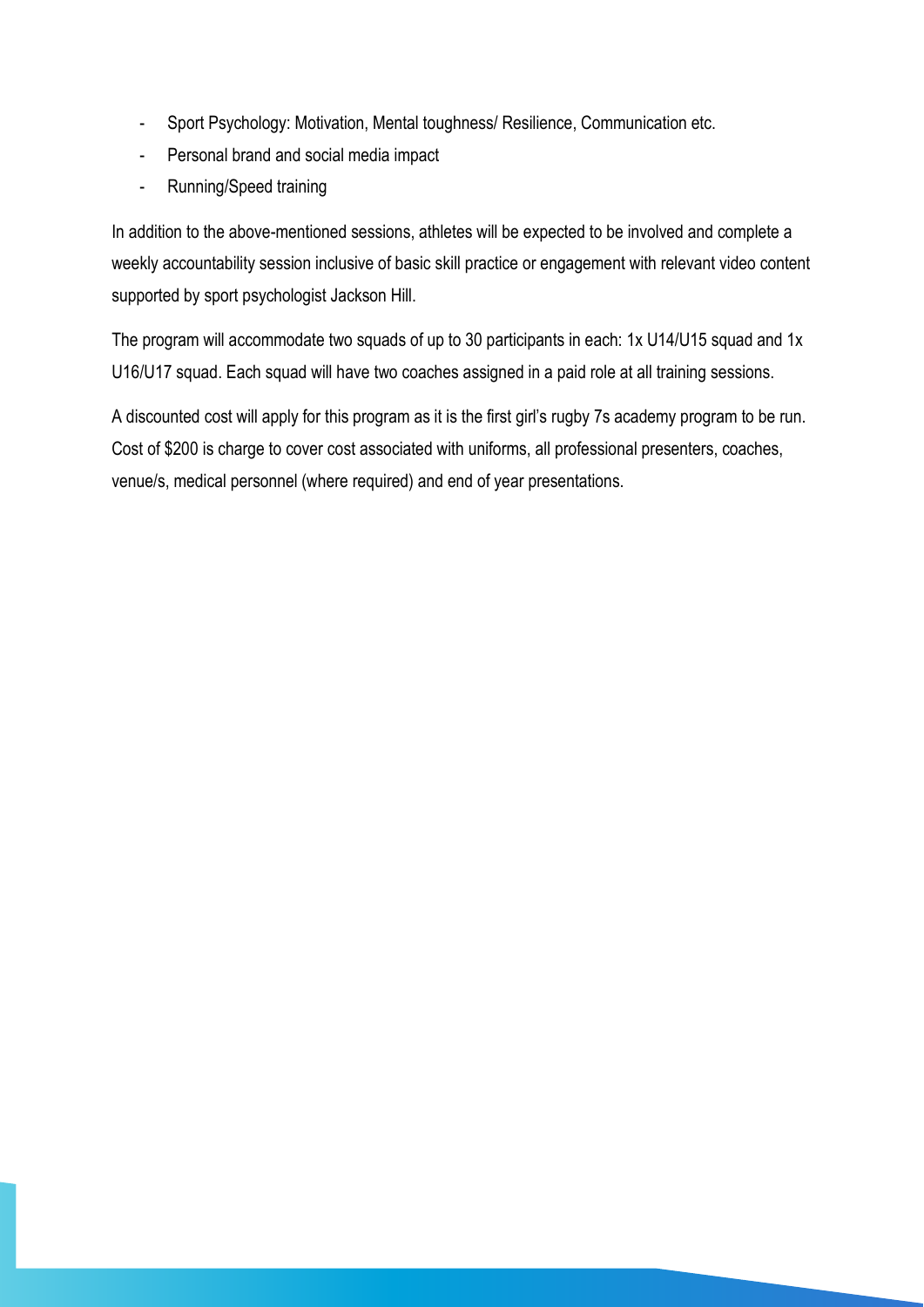- Sport Psychology: Motivation, Mental toughness/ Resilience, Communication etc.
- Personal brand and social media impact
- Running/Speed training

In addition to the above-mentioned sessions, athletes will be expected to be involved and complete a weekly accountability session inclusive of basic skill practice or engagement with relevant video content supported by sport psychologist Jackson Hill.

The program will accommodate two squads of up to 30 participants in each: 1x U14/U15 squad and 1x U16/U17 squad. Each squad will have two coaches assigned in a paid role at all training sessions.

A discounted cost will apply for this program as it is the first girl's rugby 7s academy program to be run. Cost of $200 is charge to cover cost associated with uniforms, all professional presenters, coaches, venue/s, medical personnel (where required) and end of year presentations.